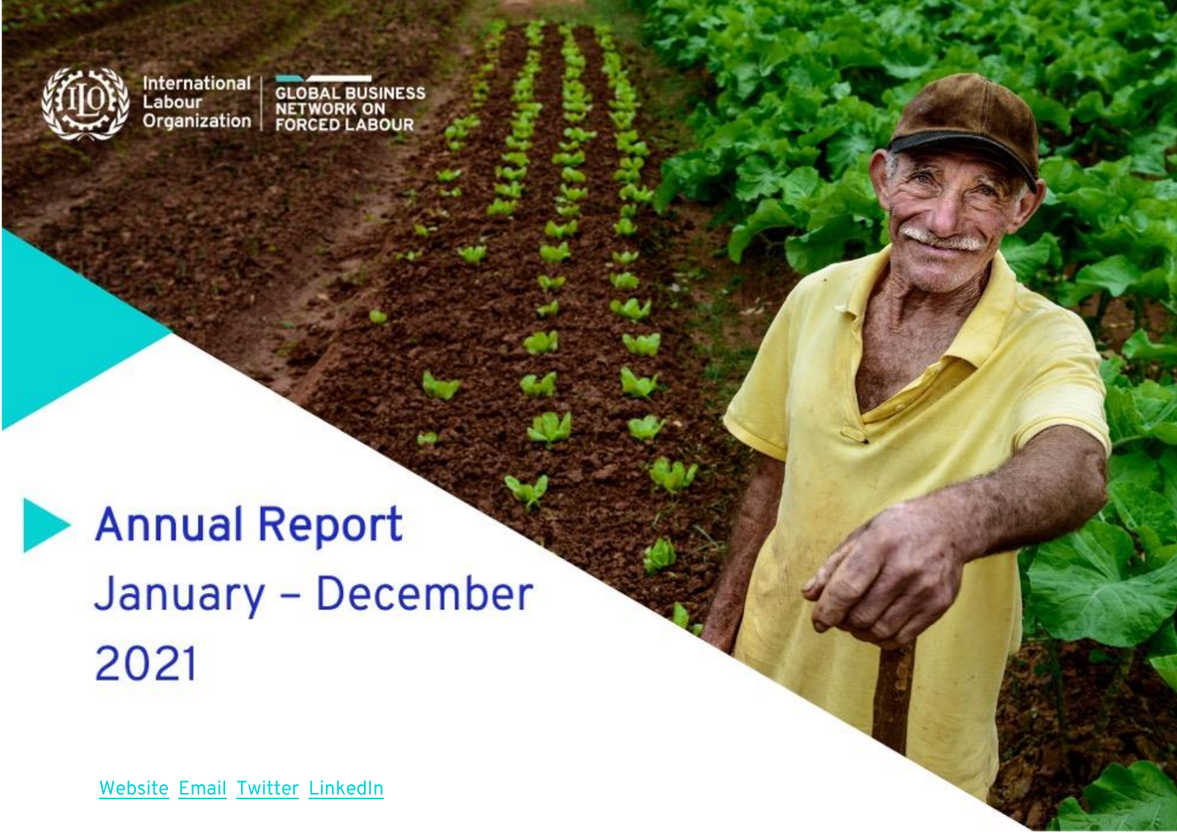International Labour Organization | GLOBAL BUSINESS NETWORK ON FORCED LABOUR

# Annual Report January – December 2021

Website Email Twitter LinkedIn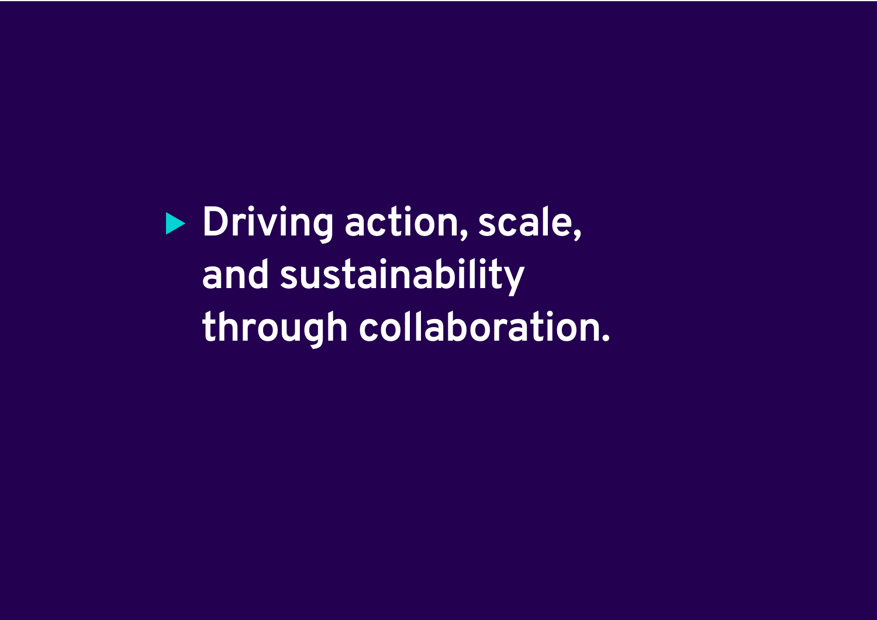**Driving action, scale, and sustainability through collaboration.**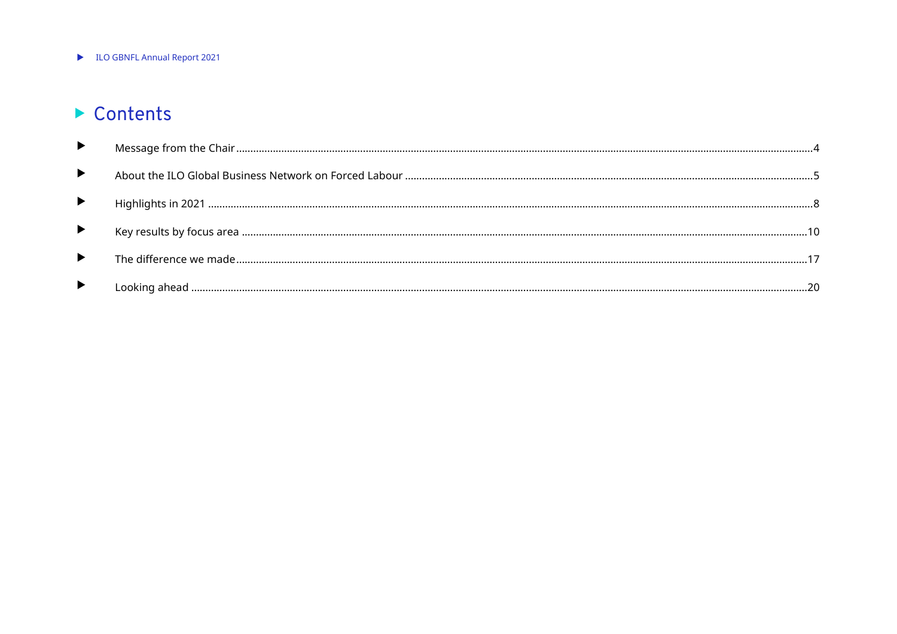# Contents

- Message from the Chair ........ 4
- About the ILO Global Business Network on Forced Labour ........ 5
- Highlights in 2021 ........ 8
- Key results by focus area ........ 10
- The difference we made ........ 17
- Looking ahead ........ 20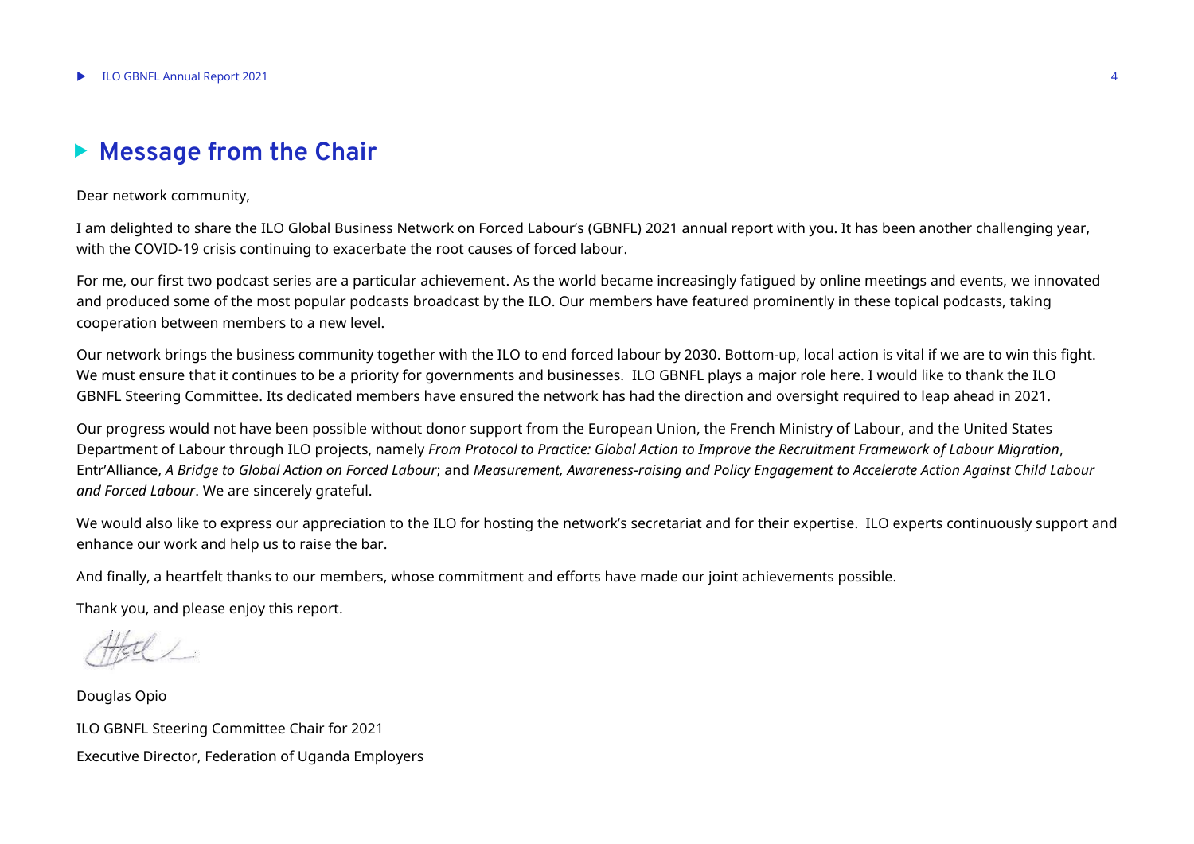# Message from the Chair

Dear network community,

I am delighted to share the ILO Global Business Network on Forced Labour's (GBNFL) 2021 annual report with you. It has been another challenging year, with the COVID-19 crisis continuing to exacerbate the root causes of forced labour.

For me, our first two podcast series are a particular achievement. As the world became increasingly fatigued by online meetings and events, we innovated and produced some of the most popular podcasts broadcast by the ILO. Our members have featured prominently in these topical podcasts, taking cooperation between members to a new level.

Our network brings the business community together with the ILO to end forced labour by 2030. Bottom-up, local action is vital if we are to win this fight. We must ensure that it continues to be a priority for governments and businesses. ILO GBNFL plays a major role here. I would like to thank the ILO GBNFL Steering Committee. Its dedicated members have ensured the network has had the direction and oversight required to leap ahead in 2021.

Our progress would not have been possible without donor support from the European Union, the French Ministry of Labour, and the United States Department of Labour through ILO projects, namely *From Protocol to Practice: Global Action to Improve the Recruitment Framework of Labour Migration*, Entr'Alliance, *A Bridge to Global Action on Forced Labour*; and *Measurement, Awareness-raising and Policy Engagement to Accelerate Action Against Child Labour and Forced Labour*. We are sincerely grateful.

We would also like to express our appreciation to the ILO for hosting the network's secretariat and for their expertise. ILO experts continuously support and enhance our work and help us to raise the bar.

And finally, a heartfelt thanks to our members, whose commitment and efforts have made our joint achievements possible.

Thank you, and please enjoy this report.

Douglas Opio

ILO GBNFL Steering Committee Chair for 2021

Executive Director, Federation of Uganda Employers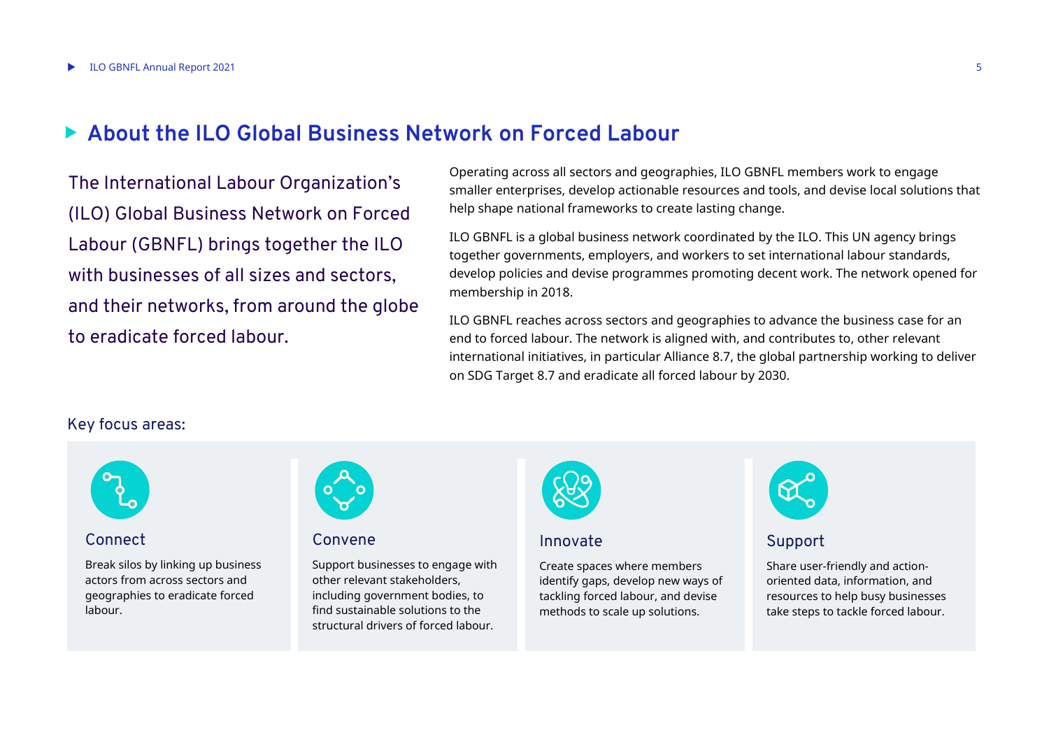# About the ILO Global Business Network on Forced Labour

The International Labour Organization's (ILO) Global Business Network on Forced Labour (GBNFL) brings together the ILO with businesses of all sizes and sectors, and their networks, from around the globe to eradicate forced labour.

Operating across all sectors and geographies, ILO GBNFL members work to engage smaller enterprises, develop actionable resources and tools, and devise local solutions that help shape national frameworks to create lasting change.

ILO GBNFL is a global business network coordinated by the ILO. This UN agency brings together governments, employers, and workers to set international labour standards, develop policies and devise programmes promoting decent work. The network opened for membership in 2018.

ILO GBNFL reaches across sectors and geographies to advance the business case for an end to forced labour. The network is aligned with, and contributes to, other relevant international initiatives, in particular Alliance 8.7, the global partnership working to deliver on SDG Target 8.7 and eradicate all forced labour by 2030.

## Key focus areas:

### Connect

Break silos by linking up business actors from across sectors and geographies to eradicate forced labour.

### Convene

Support businesses to engage with other relevant stakeholders, including government bodies, to find sustainable solutions to the structural drivers of forced labour.

### Innovate

Create spaces where members identify gaps, develop new ways of tackling forced labour, and devise methods to scale up solutions.

### Support

Share user-friendly and action-oriented data, information, and resources to help busy businesses take steps to tackle forced labour.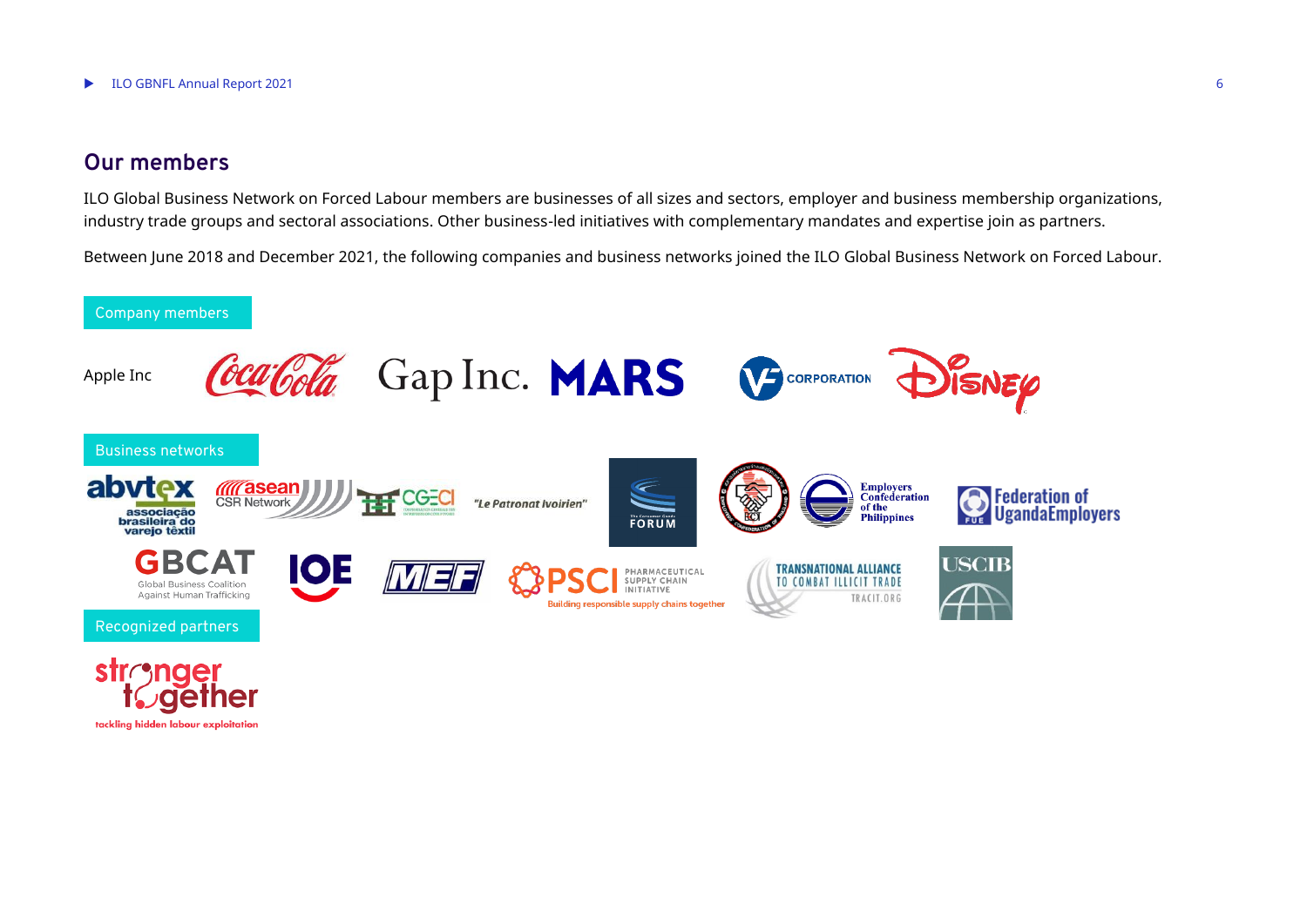## Our members

ILO Global Business Network on Forced Labour members are businesses of all sizes and sectors, employer and business membership organizations, industry trade groups and sectoral associations. Other business-led initiatives with complementary mandates and expertise join as partners.

Between June 2018 and December 2021, the following companies and business networks joined the ILO Global Business Network on Forced Labour.

### Company members

Apple Inc

Coca-Cola

Gap Inc.

MARS

VF Corporation

Disney

### Business networks

abvtex associação brasileira do varejo têxtil

asean CSR Network

CGECI

"Le Patronat Ivoirien"

The Consumer Goods Forum

ECOT

Employers Confederation of the Philippines

Federation of Uganda Employers

GBCAT Global Business Coalition Against Human Trafficking

IOE

MEF

PSCI Pharmaceutical Supply Chain Initiative — Building responsible supply chains together

Transnational Alliance to Combat Illicit Trade — TRACIT.ORG

USCIB

### Recognized partners

stronger together — tackling hidden labour exploitation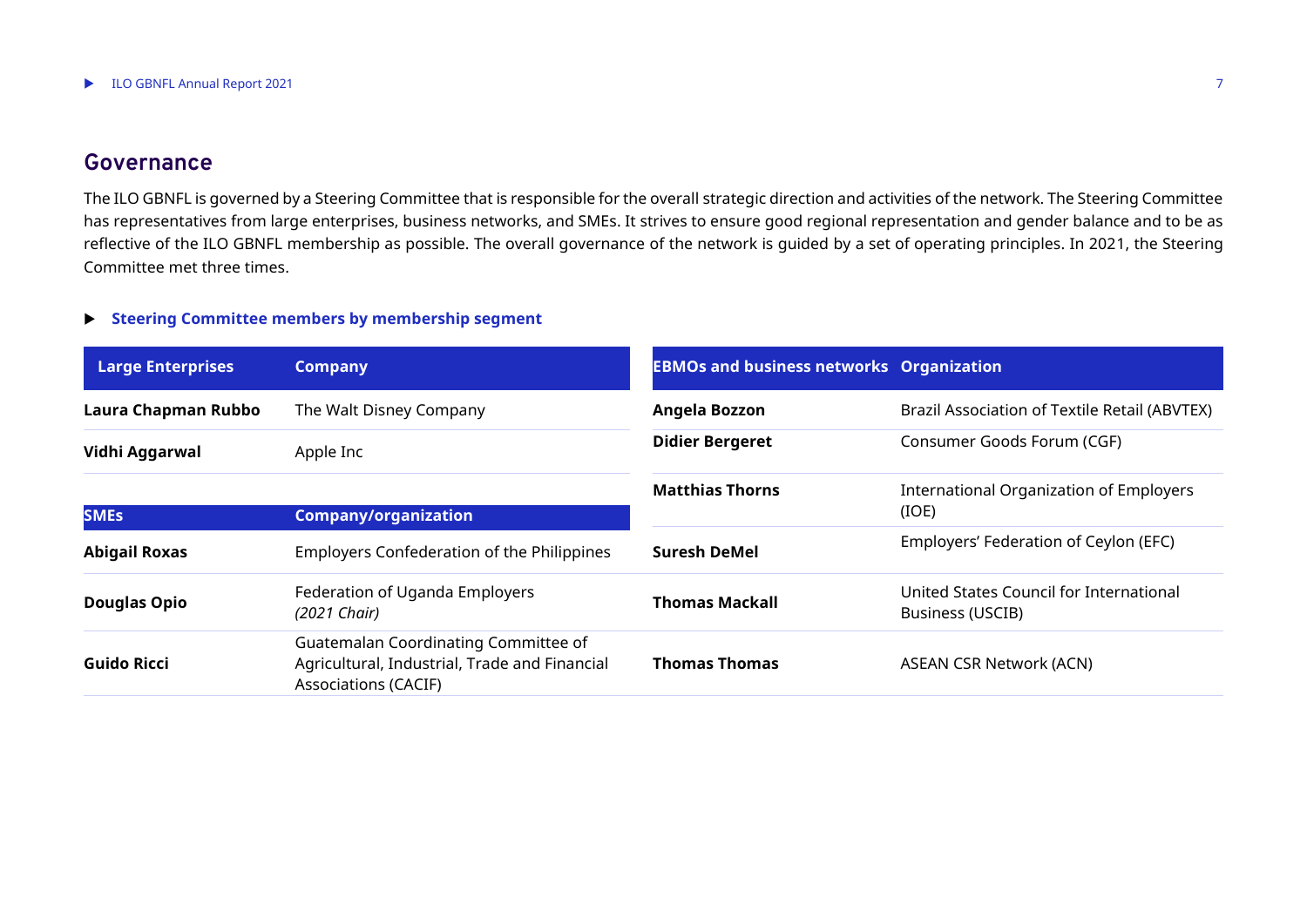## Governance

The ILO GBNFL is governed by a Steering Committee that is responsible for the overall strategic direction and activities of the network. The Steering Committee has representatives from large enterprises, business networks, and SMEs. It strives to ensure good regional representation and gender balance and to be as reflective of the ILO GBNFL membership as possible. The overall governance of the network is guided by a set of operating principles. In 2021, the Steering Committee met three times.

### Steering Committee members by membership segment

| Large Enterprises | Company |
|---|---|
| **Laura Chapman Rubbo** | The Walt Disney Company |
| **Vidhi Aggarwal** | Apple Inc |

| SMEs | Company/organization |
|---|---|
| **Abigail Roxas** | Employers Confederation of the Philippines |
| **Douglas Opio** | Federation of Uganda Employers *(2021 Chair)* |
| **Guido Ricci** | Guatemalan Coordinating Committee of Agricultural, Industrial, Trade and Financial Associations (CACIF) |

| EBMOs and business networks | Organization |
|---|---|
| **Angela Bozzon** | Brazil Association of Textile Retail (ABVTEX) |
| **Didier Bergeret** | Consumer Goods Forum (CGF) |
| **Matthias Thorns** | International Organization of Employers (IOE) |
| **Suresh DeMel** | Employers' Federation of Ceylon (EFC) |
| **Thomas Mackall** | United States Council for International Business (USCIB) |
| **Thomas Thomas** | ASEAN CSR Network (ACN) |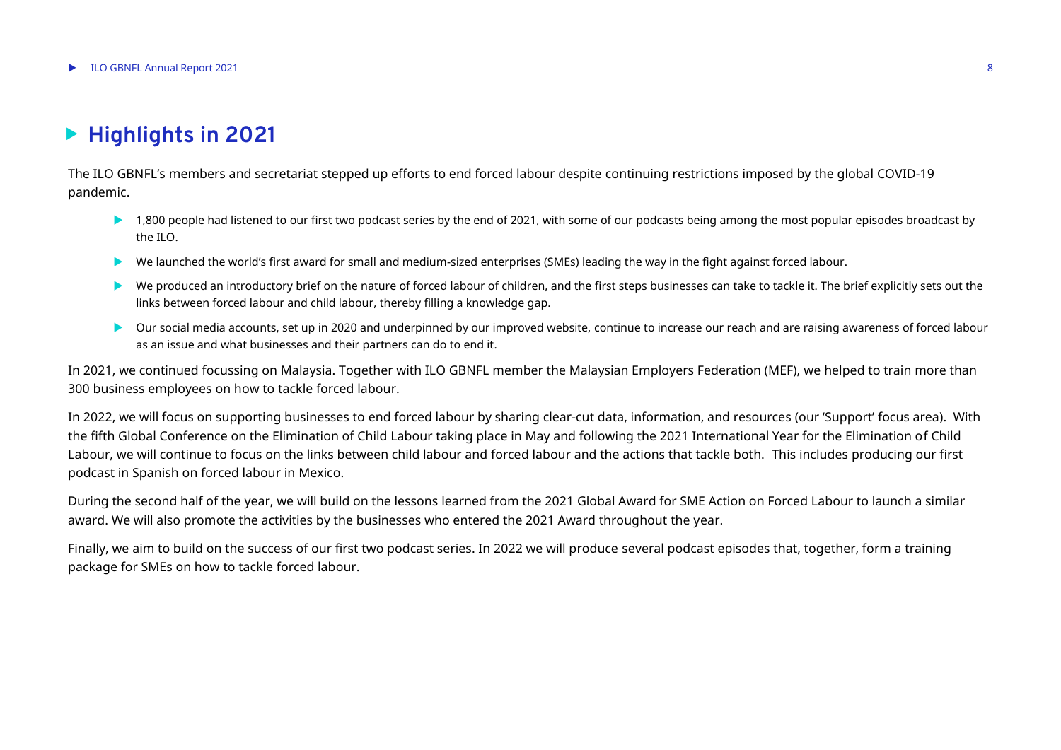# Highlights in 2021

The ILO GBNFL's members and secretariat stepped up efforts to end forced labour despite continuing restrictions imposed by the global COVID-19 pandemic.

- 1,800 people had listened to our first two podcast series by the end of 2021, with some of our podcasts being among the most popular episodes broadcast by the ILO.
- We launched the world's first award for small and medium-sized enterprises (SMEs) leading the way in the fight against forced labour.
- We produced an introductory brief on the nature of forced labour of children, and the first steps businesses can take to tackle it. The brief explicitly sets out the links between forced labour and child labour, thereby filling a knowledge gap.
- Our social media accounts, set up in 2020 and underpinned by our improved website, continue to increase our reach and are raising awareness of forced labour as an issue and what businesses and their partners can do to end it.

In 2021, we continued focussing on Malaysia. Together with ILO GBNFL member the Malaysian Employers Federation (MEF), we helped to train more than 300 business employees on how to tackle forced labour.

In 2022, we will focus on supporting businesses to end forced labour by sharing clear-cut data, information, and resources (our 'Support' focus area). With the fifth Global Conference on the Elimination of Child Labour taking place in May and following the 2021 International Year for the Elimination of Child Labour, we will continue to focus on the links between child labour and forced labour and the actions that tackle both. This includes producing our first podcast in Spanish on forced labour in Mexico.

During the second half of the year, we will build on the lessons learned from the 2021 Global Award for SME Action on Forced Labour to launch a similar award. We will also promote the activities by the businesses who entered the 2021 Award throughout the year.

Finally, we aim to build on the success of our first two podcast series. In 2022 we will produce several podcast episodes that, together, form a training package for SMEs on how to tackle forced labour.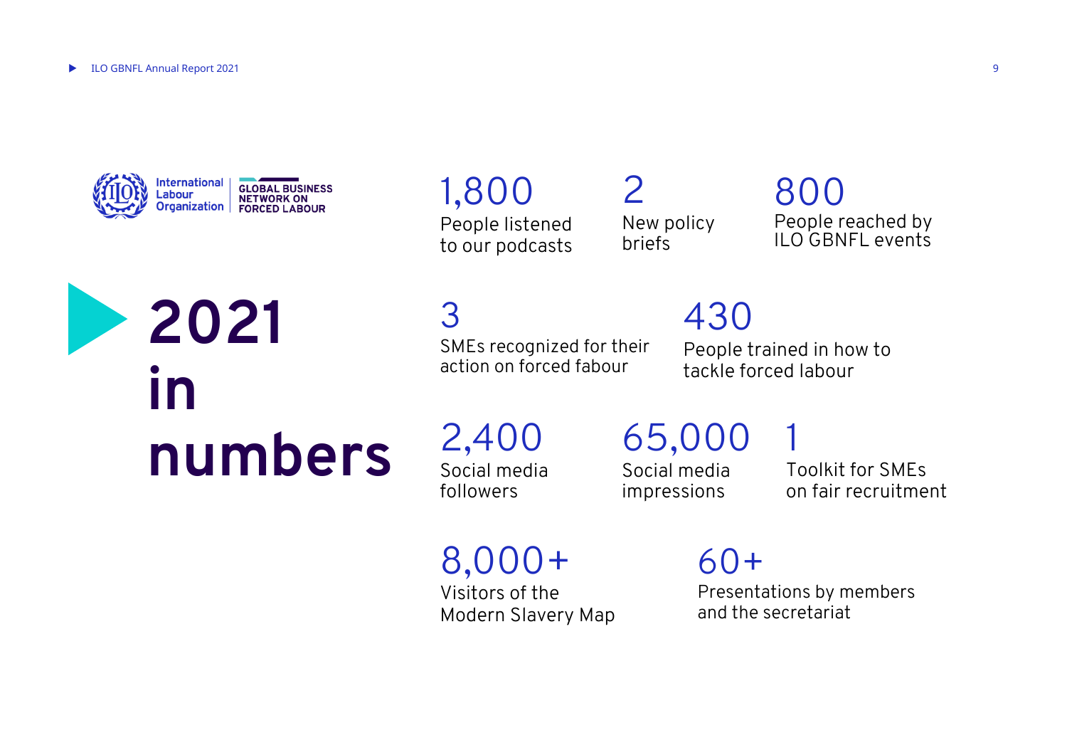International Labour Organization | GLOBAL BUSINESS NETWORK ON FORCED LABOUR

# 2021 in numbers

**1,800**
People listened to our podcasts

**2**
New policy briefs

**800**
People reached by ILO GBNFL events

**3**
SMEs recognized for their action on forced fabour

**430**
People trained in how to tackle forced labour

**2,400**
Social media followers

**65,000**
Social media impressions

**1**
Toolkit for SMEs on fair recruitment

**8,000+**
Visitors of the Modern Slavery Map

**60+**
Presentations by members and the secretariat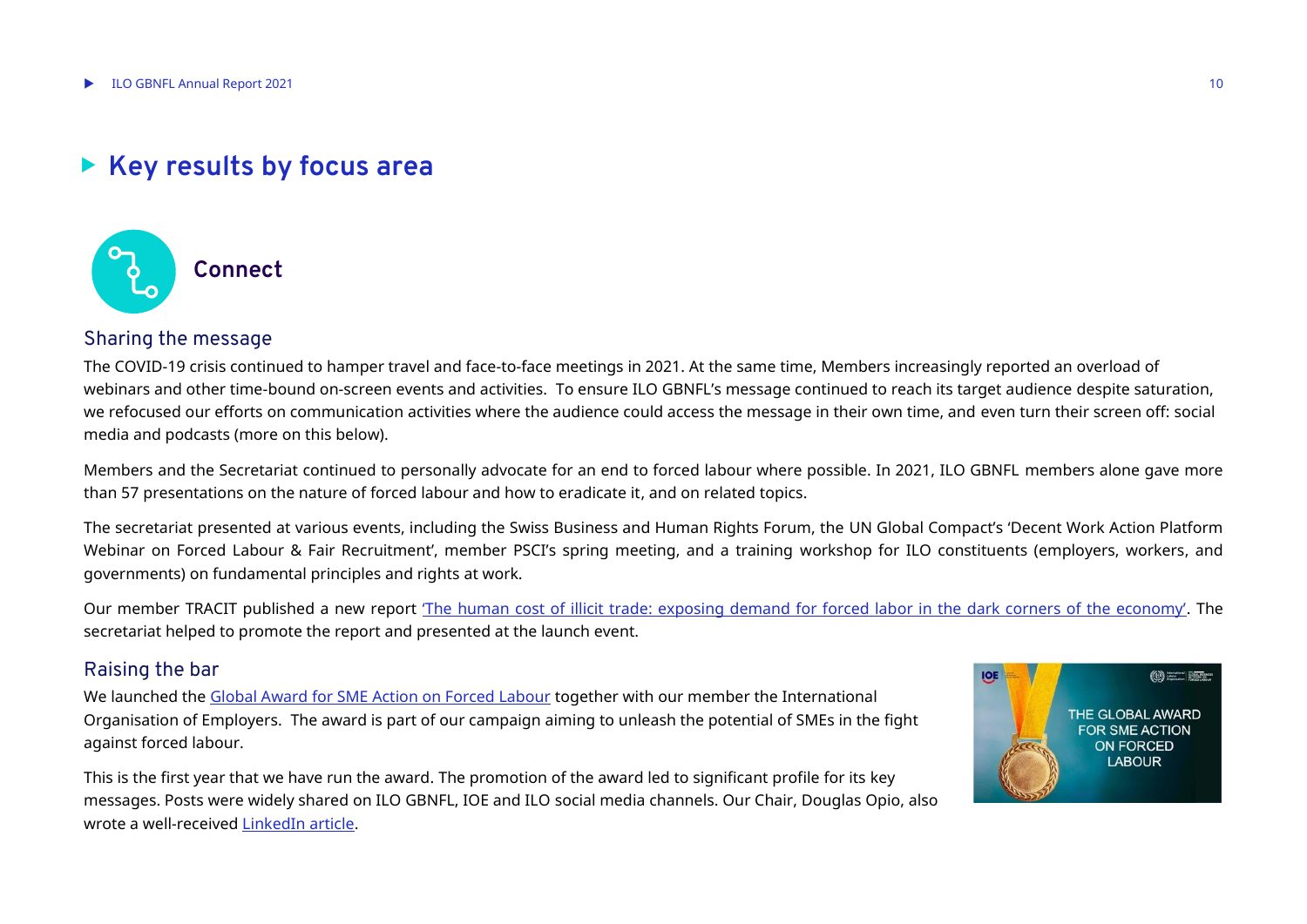# Key results by focus area

## Connect

### Sharing the message

The COVID-19 crisis continued to hamper travel and face-to-face meetings in 2021. At the same time, Members increasingly reported an overload of webinars and other time-bound on-screen events and activities. To ensure ILO GBNFL's message continued to reach its target audience despite saturation, we refocused our efforts on communication activities where the audience could access the message in their own time, and even turn their screen off: social media and podcasts (more on this below).

Members and the Secretariat continued to personally advocate for an end to forced labour where possible. In 2021, ILO GBNFL members alone gave more than 57 presentations on the nature of forced labour and how to eradicate it, and on related topics.

The secretariat presented at various events, including the Swiss Business and Human Rights Forum, the UN Global Compact's 'Decent Work Action Platform Webinar on Forced Labour & Fair Recruitment', member PSCI's spring meeting, and a training workshop for ILO constituents (employers, workers, and governments) on fundamental principles and rights at work.

Our member TRACIT published a new report 'The human cost of illicit trade: exposing demand for forced labor in the dark corners of the economy'. The secretariat helped to promote the report and presented at the launch event.

### Raising the bar

We launched the Global Award for SME Action on Forced Labour together with our member the International Organisation of Employers. The award is part of our campaign aiming to unleash the potential of SMEs in the fight against forced labour.

This is the first year that we have run the award. The promotion of the award led to significant profile for its key messages. Posts were widely shared on ILO GBNFL, IOE and ILO social media channels. Our Chair, Douglas Opio, also wrote a well-received LinkedIn article.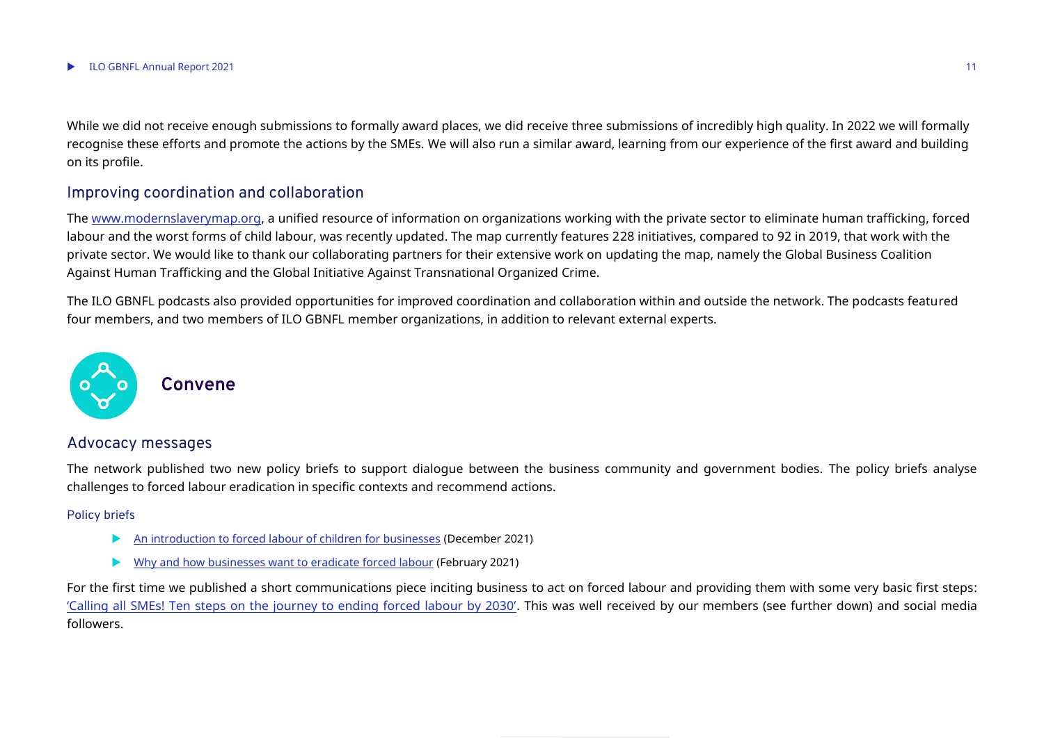While we did not receive enough submissions to formally award places, we did receive three submissions of incredibly high quality. In 2022 we will formally recognise these efforts and promote the actions by the SMEs. We will also run a similar award, learning from our experience of the first award and building on its profile.

## Improving coordination and collaboration

The [www.modernslaverymap.org](http://www.modernslaverymap.org), a unified resource of information on organizations working with the private sector to eliminate human trafficking, forced labour and the worst forms of child labour, was recently updated. The map currently features 228 initiatives, compared to 92 in 2019, that work with the private sector. We would like to thank our collaborating partners for their extensive work on updating the map, namely the Global Business Coalition Against Human Trafficking and the Global Initiative Against Transnational Organized Crime.

The ILO GBNFL podcasts also provided opportunities for improved coordination and collaboration within and outside the network. The podcasts featured four members, and two members of ILO GBNFL member organizations, in addition to relevant external experts.

# Convene

## Advocacy messages

The network published two new policy briefs to support dialogue between the business community and government bodies. The policy briefs analyse challenges to forced labour eradication in specific contexts and recommend actions.

### Policy briefs

- An introduction to forced labour of children for businesses (December 2021)
- Why and how businesses want to eradicate forced labour (February 2021)

For the first time we published a short communications piece inciting business to act on forced labour and providing them with some very basic first steps: 'Calling all SMEs! Ten steps on the journey to ending forced labour by 2030'. This was well received by our members (see further down) and social media followers.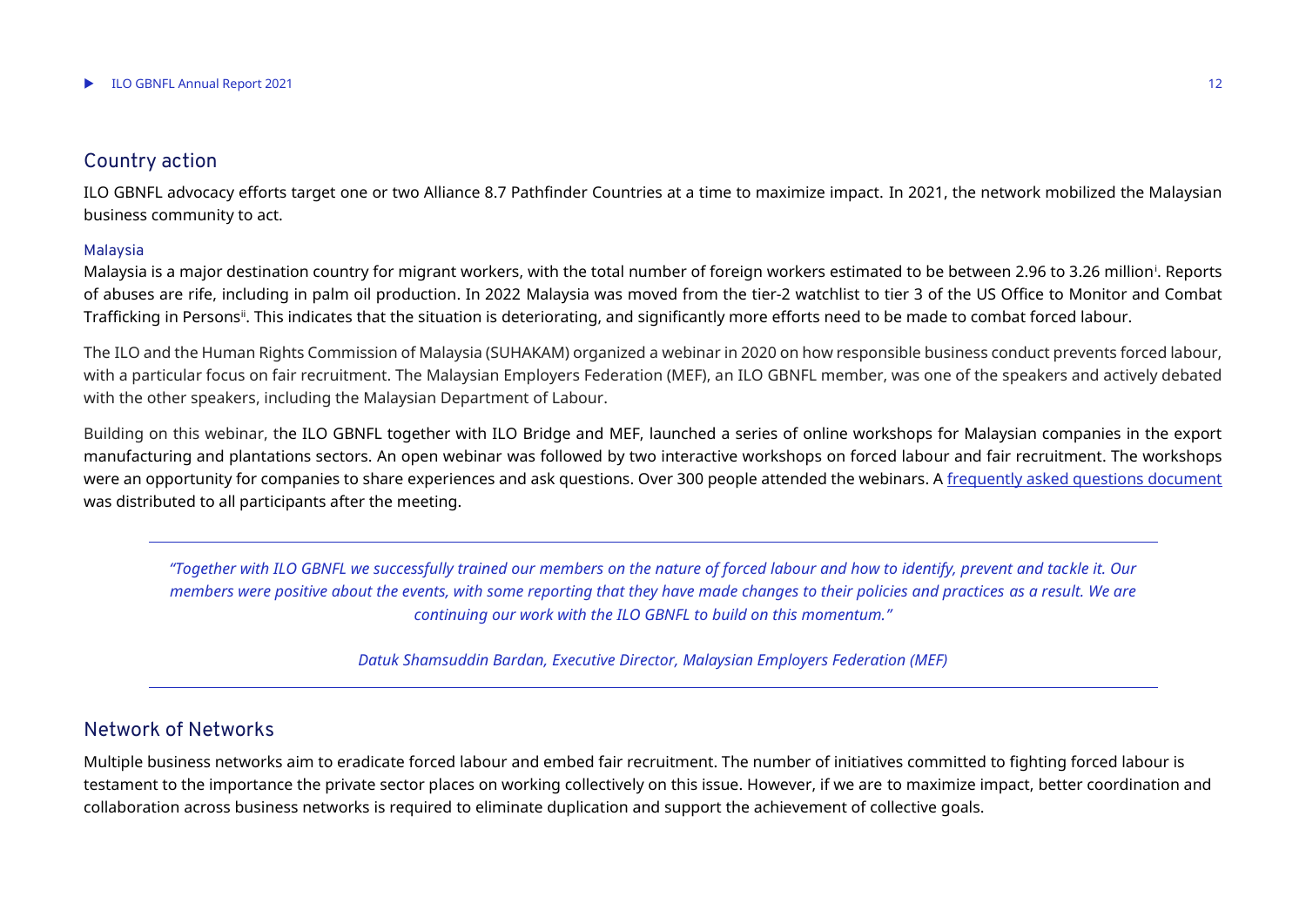## Country action

ILO GBNFL advocacy efforts target one or two Alliance 8.7 Pathfinder Countries at a time to maximize impact. In 2021, the network mobilized the Malaysian business community to act.

### Malaysia

Malaysia is a major destination country for migrant workers, with the total number of foreign workers estimated to be between 2.96 to 3.26 million[i]. Reports of abuses are rife, including in palm oil production. In 2022 Malaysia was moved from the tier-2 watchlist to tier 3 of the US Office to Monitor and Combat Trafficking in Persons[ii]. This indicates that the situation is deteriorating, and significantly more efforts need to be made to combat forced labour.

The ILO and the Human Rights Commission of Malaysia (SUHAKAM) organized a webinar in 2020 on how responsible business conduct prevents forced labour, with a particular focus on fair recruitment. The Malaysian Employers Federation (MEF), an ILO GBNFL member, was one of the speakers and actively debated with the other speakers, including the Malaysian Department of Labour.

Building on this webinar, the ILO GBNFL together with ILO Bridge and MEF, launched a series of online workshops for Malaysian companies in the export manufacturing and plantations sectors. An open webinar was followed by two interactive workshops on forced labour and fair recruitment. The workshops were an opportunity for companies to share experiences and ask questions. Over 300 people attended the webinars. A frequently asked questions document was distributed to all participants after the meeting.

---

*"Together with ILO GBNFL we successfully trained our members on the nature of forced labour and how to identify, prevent and tackle it. Our members were positive about the events, with some reporting that they have made changes to their policies and practices as a result. We are continuing our work with the ILO GBNFL to build on this momentum."*

*Datuk Shamsuddin Bardan, Executive Director, Malaysian Employers Federation (MEF)*

---

## Network of Networks

Multiple business networks aim to eradicate forced labour and embed fair recruitment. The number of initiatives committed to fighting forced labour is testament to the importance the private sector places on working collectively on this issue. However, if we are to maximize impact, better coordination and collaboration across business networks is required to eliminate duplication and support the achievement of collective goals.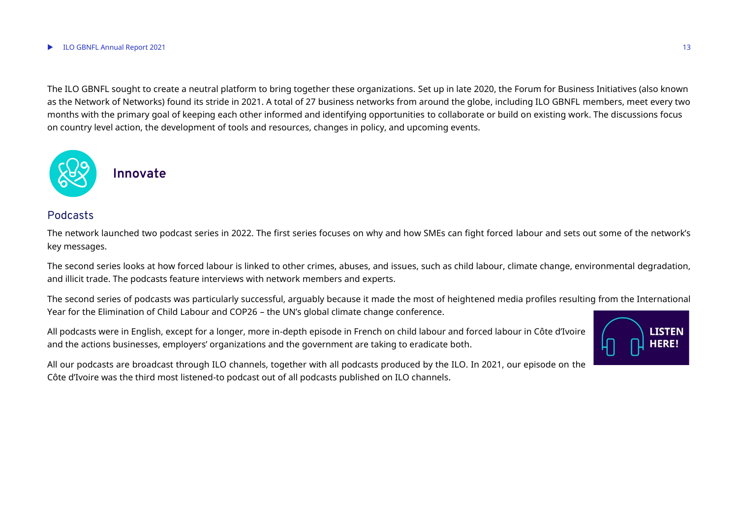The ILO GBNFL sought to create a neutral platform to bring together these organizations. Set up in late 2020, the Forum for Business Initiatives (also known as the Network of Networks) found its stride in 2021. A total of 27 business networks from around the globe, including ILO GBNFL members, meet every two months with the primary goal of keeping each other informed and identifying opportunities to collaborate or build on existing work. The discussions focus on country level action, the development of tools and resources, changes in policy, and upcoming events.

## Innovate

### Podcasts

The network launched two podcast series in 2022. The first series focuses on why and how SMEs can fight forced labour and sets out some of the network's key messages.

The second series looks at how forced labour is linked to other crimes, abuses, and issues, such as child labour, climate change, environmental degradation, and illicit trade. The podcasts feature interviews with network members and experts.

The second series of podcasts was particularly successful, arguably because it made the most of heightened media profiles resulting from the International Year for the Elimination of Child Labour and COP26 – the UN's global climate change conference.

All podcasts were in English, except for a longer, more in-depth episode in French on child labour and forced labour in Côte d'Ivoire and the actions businesses, employers' organizations and the government are taking to eradicate both.

LISTEN HERE!

All our podcasts are broadcast through ILO channels, together with all podcasts produced by the ILO. In 2021, our episode on the Côte d'Ivoire was the third most listened-to podcast out of all podcasts published on ILO channels.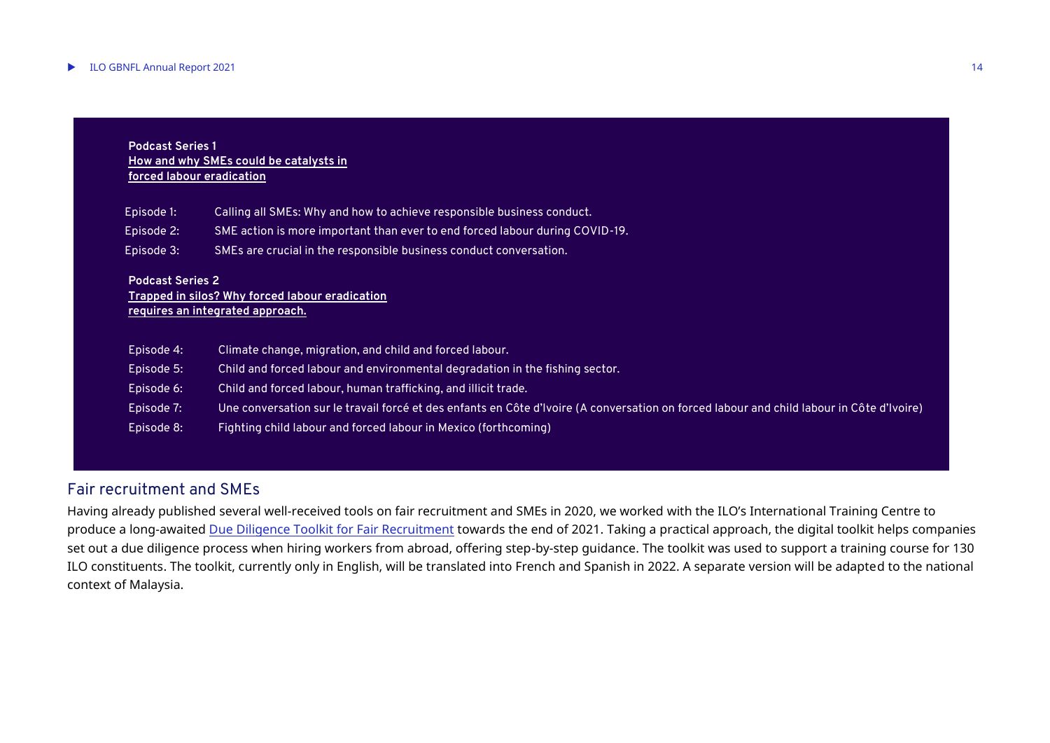**Podcast Series 1**
**How and why SMEs could be catalysts in forced labour eradication**

| | |
|---|---|
| Episode 1: | Calling all SMEs: Why and how to achieve responsible business conduct. |
| Episode 2: | SME action is more important than ever to end forced labour during COVID-19. |
| Episode 3: | SMEs are crucial in the responsible business conduct conversation. |

**Podcast Series 2**
**Trapped in silos? Why forced labour eradication requires an integrated approach.**

| | |
|---|---|
| Episode 4: | Climate change, migration, and child and forced labour. |
| Episode 5: | Child and forced labour and environmental degradation in the fishing sector. |
| Episode 6: | Child and forced labour, human trafficking, and illicit trade. |
| Episode 7: | Une conversation sur le travail forcé et des enfants en Côte d'Ivoire (A conversation on forced labour and child labour in Côte d'Ivoire) |
| Episode 8: | Fighting child labour and forced labour in Mexico (forthcoming) |

## Fair recruitment and SMEs

Having already published several well-received tools on fair recruitment and SMEs in 2020, we worked with the ILO's International Training Centre to produce a long-awaited Due Diligence Toolkit for Fair Recruitment towards the end of 2021. Taking a practical approach, the digital toolkit helps companies set out a due diligence process when hiring workers from abroad, offering step-by-step guidance. The toolkit was used to support a training course for 130 ILO constituents. The toolkit, currently only in English, will be translated into French and Spanish in 2022. A separate version will be adapted to the national context of Malaysia.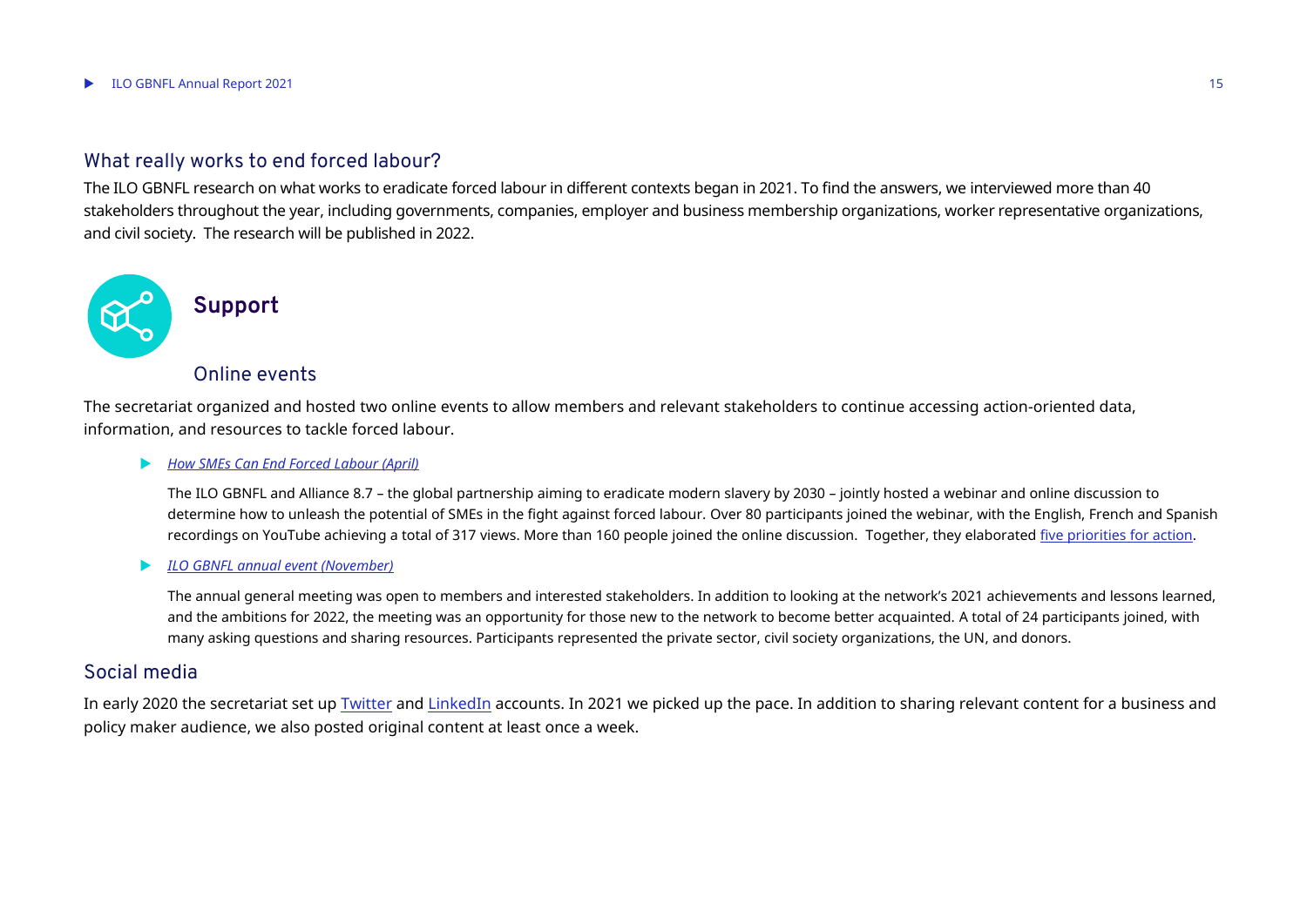## What really works to end forced labour?

The ILO GBNFL research on what works to eradicate forced labour in different contexts began in 2021. To find the answers, we interviewed more than 40 stakeholders throughout the year, including governments, companies, employer and business membership organizations, worker representative organizations, and civil society. The research will be published in 2022.

# Support

## Online events

The secretariat organized and hosted two online events to allow members and relevant stakeholders to continue accessing action-oriented data, information, and resources to tackle forced labour.

- *How SMEs Can End Forced Labour (April)*

  The ILO GBNFL and Alliance 8.7 – the global partnership aiming to eradicate modern slavery by 2030 – jointly hosted a webinar and online discussion to determine how to unleash the potential of SMEs in the fight against forced labour. Over 80 participants joined the webinar, with the English, French and Spanish recordings on YouTube achieving a total of 317 views. More than 160 people joined the online discussion. Together, they elaborated five priorities for action.

- *ILO GBNFL annual event (November)*

  The annual general meeting was open to members and interested stakeholders. In addition to looking at the network's 2021 achievements and lessons learned, and the ambitions for 2022, the meeting was an opportunity for those new to the network to become better acquainted. A total of 24 participants joined, with many asking questions and sharing resources. Participants represented the private sector, civil society organizations, the UN, and donors.

## Social media

In early 2020 the secretariat set up Twitter and LinkedIn accounts. In 2021 we picked up the pace. In addition to sharing relevant content for a business and policy maker audience, we also posted original content at least once a week.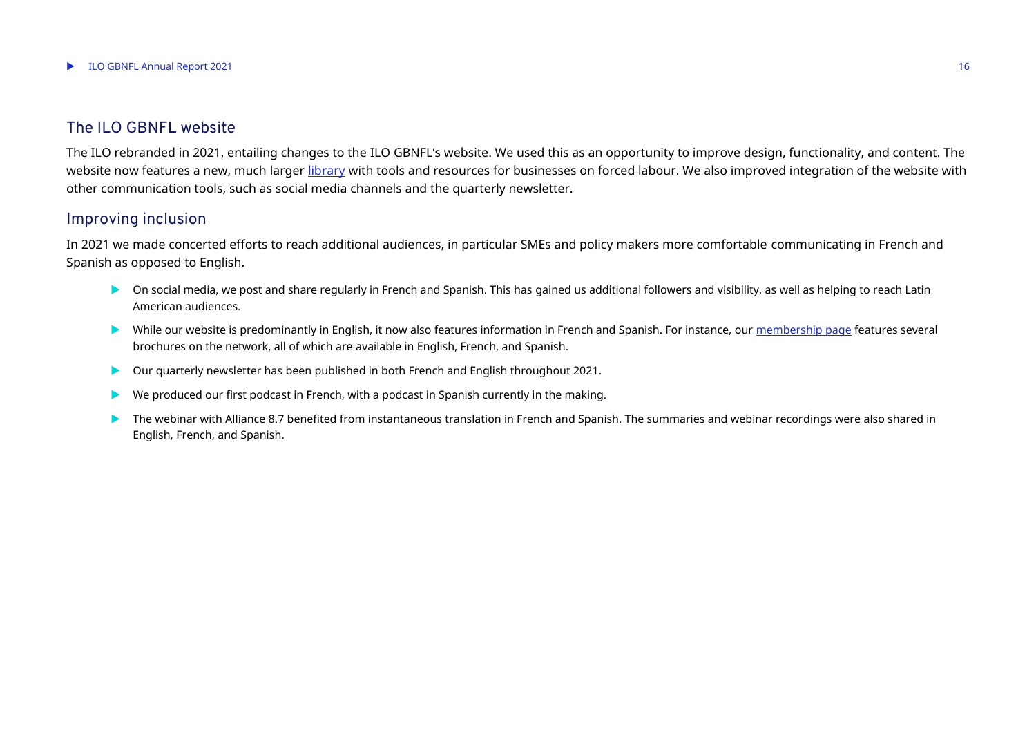## The ILO GBNFL website

The ILO rebranded in 2021, entailing changes to the ILO GBNFL's website. We used this as an opportunity to improve design, functionality, and content. The website now features a new, much larger library with tools and resources for businesses on forced labour. We also improved integration of the website with other communication tools, such as social media channels and the quarterly newsletter.

## Improving inclusion

In 2021 we made concerted efforts to reach additional audiences, in particular SMEs and policy makers more comfortable communicating in French and Spanish as opposed to English.

- On social media, we post and share regularly in French and Spanish. This has gained us additional followers and visibility, as well as helping to reach Latin American audiences.
- While our website is predominantly in English, it now also features information in French and Spanish. For instance, our membership page features several brochures on the network, all of which are available in English, French, and Spanish.
- Our quarterly newsletter has been published in both French and English throughout 2021.
- We produced our first podcast in French, with a podcast in Spanish currently in the making.
- The webinar with Alliance 8.7 benefited from instantaneous translation in French and Spanish. The summaries and webinar recordings were also shared in English, French, and Spanish.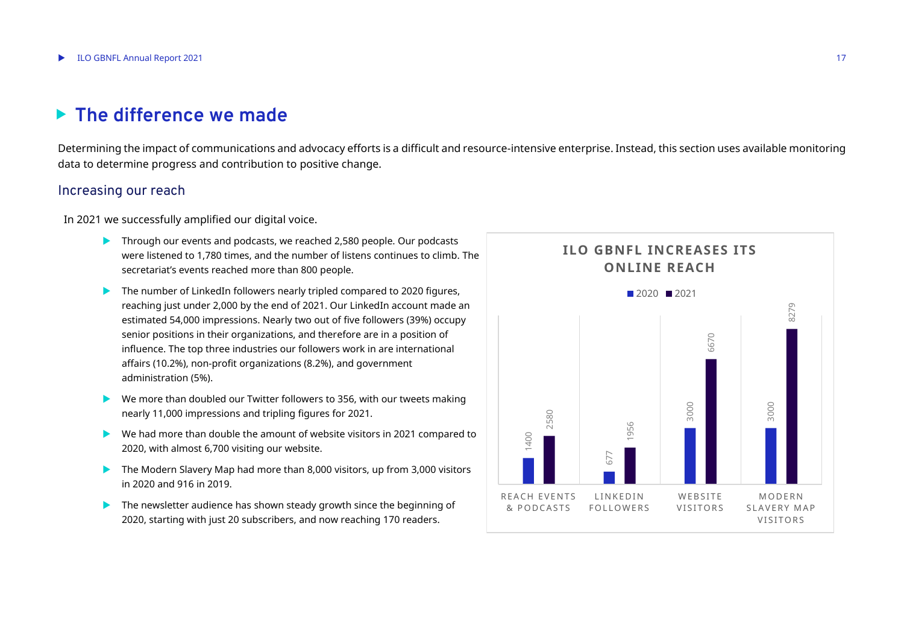# The difference we made

Determining the impact of communications and advocacy efforts is a difficult and resource-intensive enterprise. Instead, this section uses available monitoring data to determine progress and contribution to positive change.

## Increasing our reach

In 2021 we successfully amplified our digital voice.

- Through our events and podcasts, we reached 2,580 people. Our podcasts were listened to 1,780 times, and the number of listens continues to climb. The secretariat's events reached more than 800 people.
- The number of LinkedIn followers nearly tripled compared to 2020 figures, reaching just under 2,000 by the end of 2021. Our LinkedIn account made an estimated 54,000 impressions. Nearly two out of five followers (39%) occupy senior positions in their organizations, and therefore are in a position of influence. The top three industries our followers work in are international affairs (10.2%), non-profit organizations (8.2%), and government administration (5%).
- We more than doubled our Twitter followers to 356, with our tweets making nearly 11,000 impressions and tripling figures for 2021.
- We had more than double the amount of website visitors in 2021 compared to 2020, with almost 6,700 visiting our website.
- The Modern Slavery Map had more than 8,000 visitors, up from 3,000 visitors in 2020 and 916 in 2019.
- The newsletter audience has shown steady growth since the beginning of 2020, starting with just 20 subscribers, and now reaching 170 readers.

**ILO GBNFL INCREASES ITS ONLINE REACH**

| | 2020 | 2021 |
|---|---|---|
| Reach events & podcasts | 1400 | 2580 |
| LinkedIn followers | 677 | 1956 |
| Website visitors | 3000 | 6670 |
| Modern Slavery Map visitors | 3000 | 8279 |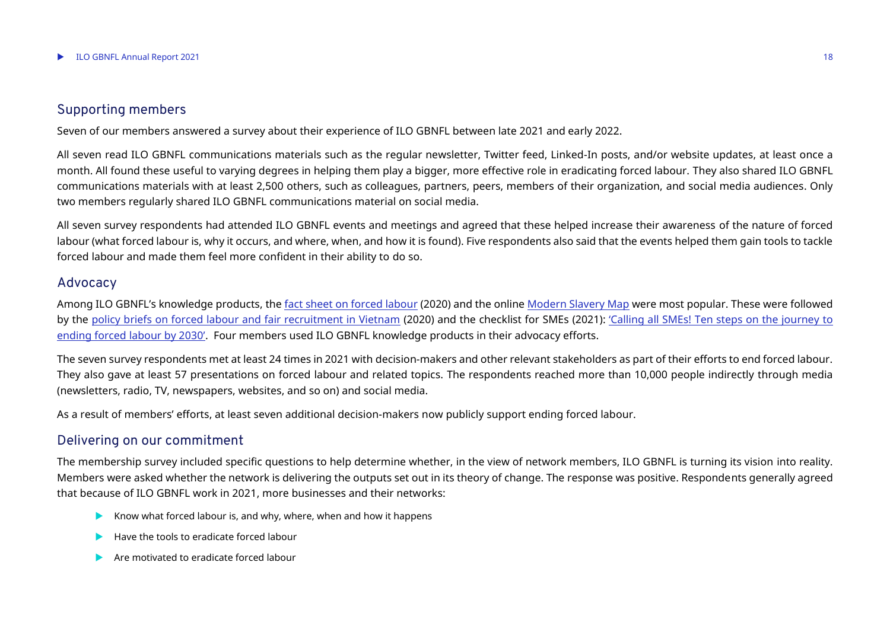## Supporting members

Seven of our members answered a survey about their experience of ILO GBNFL between late 2021 and early 2022.

All seven read ILO GBNFL communications materials such as the regular newsletter, Twitter feed, Linked-In posts, and/or website updates, at least once a month. All found these useful to varying degrees in helping them play a bigger, more effective role in eradicating forced labour. They also shared ILO GBNFL communications materials with at least 2,500 others, such as colleagues, partners, peers, members of their organization, and social media audiences. Only two members regularly shared ILO GBNFL communications material on social media.

All seven survey respondents had attended ILO GBNFL events and meetings and agreed that these helped increase their awareness of the nature of forced labour (what forced labour is, why it occurs, and where, when, and how it is found). Five respondents also said that the events helped them gain tools to tackle forced labour and made them feel more confident in their ability to do so.

## Advocacy

Among ILO GBNFL's knowledge products, the fact sheet on forced labour (2020) and the online Modern Slavery Map were most popular. These were followed by the policy briefs on forced labour and fair recruitment in Vietnam (2020) and the checklist for SMEs (2021): 'Calling all SMEs! Ten steps on the journey to ending forced labour by 2030'. Four members used ILO GBNFL knowledge products in their advocacy efforts.

The seven survey respondents met at least 24 times in 2021 with decision-makers and other relevant stakeholders as part of their efforts to end forced labour. They also gave at least 57 presentations on forced labour and related topics. The respondents reached more than 10,000 people indirectly through media (newsletters, radio, TV, newspapers, websites, and so on) and social media.

As a result of members' efforts, at least seven additional decision-makers now publicly support ending forced labour.

## Delivering on our commitment

The membership survey included specific questions to help determine whether, in the view of network members, ILO GBNFL is turning its vision into reality. Members were asked whether the network is delivering the outputs set out in its theory of change. The response was positive. Respondents generally agreed that because of ILO GBNFL work in 2021, more businesses and their networks:

- Know what forced labour is, and why, where, when and how it happens
- Have the tools to eradicate forced labour
- Are motivated to eradicate forced labour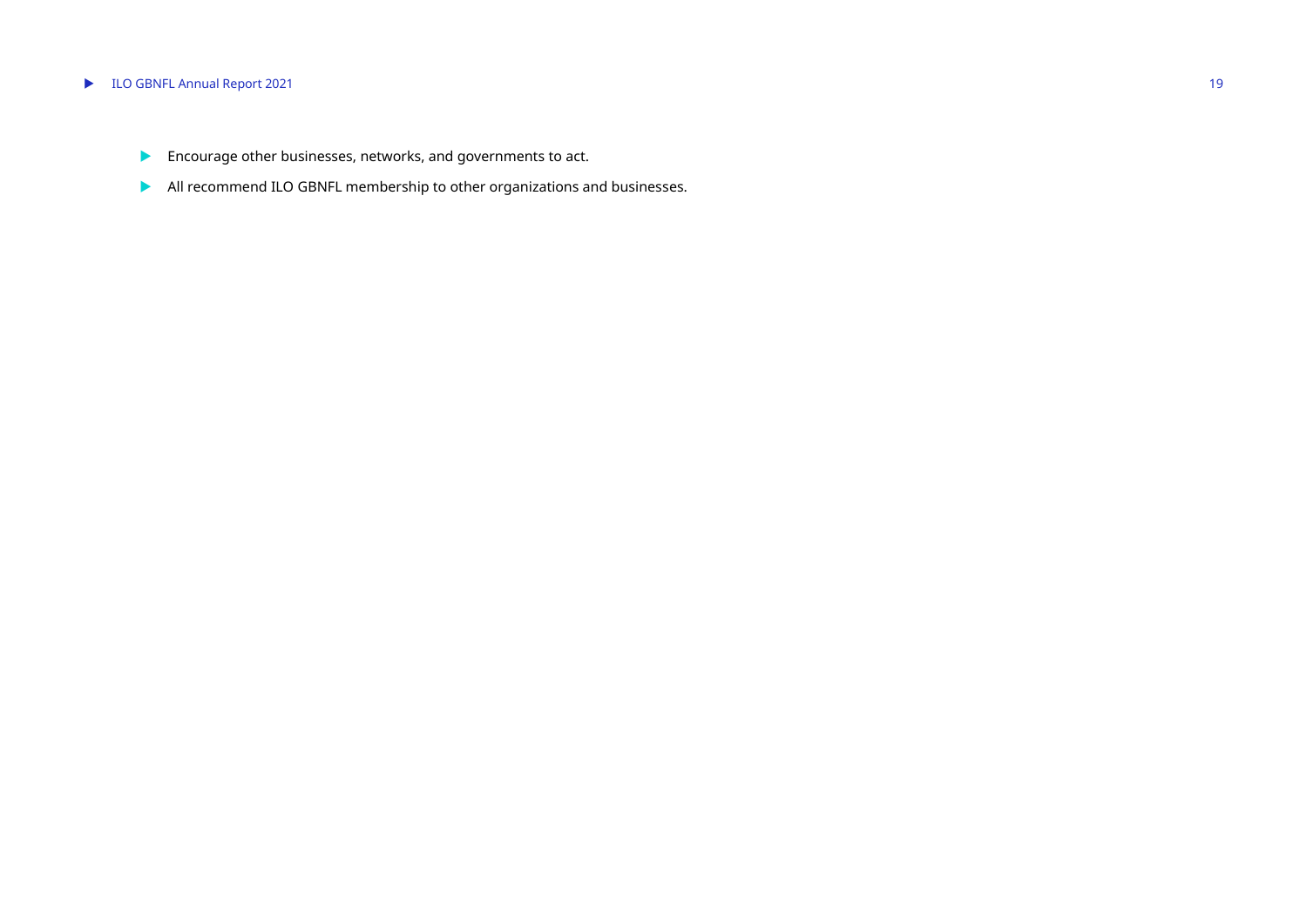- Encourage other businesses, networks, and governments to act.
- All recommend ILO GBNFL membership to other organizations and businesses.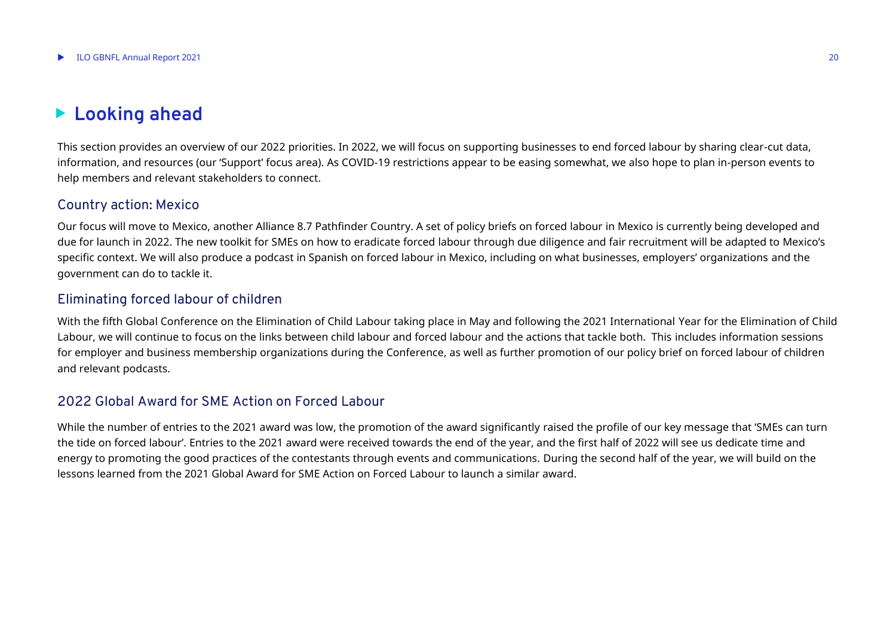# Looking ahead

This section provides an overview of our 2022 priorities. In 2022, we will focus on supporting businesses to end forced labour by sharing clear-cut data, information, and resources (our 'Support' focus area). As COVID-19 restrictions appear to be easing somewhat, we also hope to plan in-person events to help members and relevant stakeholders to connect.

## Country action: Mexico

Our focus will move to Mexico, another Alliance 8.7 Pathfinder Country. A set of policy briefs on forced labour in Mexico is currently being developed and due for launch in 2022. The new toolkit for SMEs on how to eradicate forced labour through due diligence and fair recruitment will be adapted to Mexico's specific context. We will also produce a podcast in Spanish on forced labour in Mexico, including on what businesses, employers' organizations and the government can do to tackle it.

## Eliminating forced labour of children

With the fifth Global Conference on the Elimination of Child Labour taking place in May and following the 2021 International Year for the Elimination of Child Labour, we will continue to focus on the links between child labour and forced labour and the actions that tackle both. This includes information sessions for employer and business membership organizations during the Conference, as well as further promotion of our policy brief on forced labour of children and relevant podcasts.

## 2022 Global Award for SME Action on Forced Labour

While the number of entries to the 2021 award was low, the promotion of the award significantly raised the profile of our key message that 'SMEs can turn the tide on forced labour'. Entries to the 2021 award were received towards the end of the year, and the first half of 2022 will see us dedicate time and energy to promoting the good practices of the contestants through events and communications. During the second half of the year, we will build on the lessons learned from the 2021 Global Award for SME Action on Forced Labour to launch a similar award.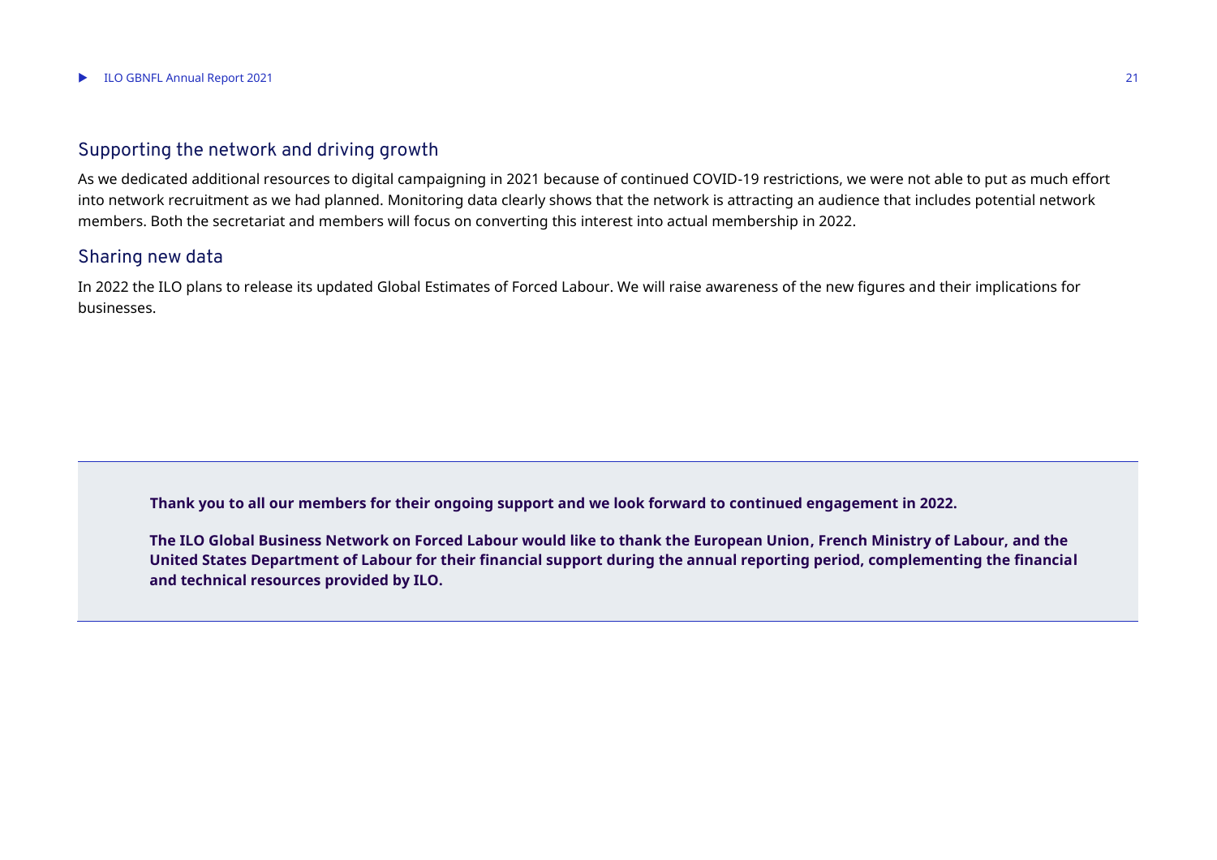## Supporting the network and driving growth

As we dedicated additional resources to digital campaigning in 2021 because of continued COVID-19 restrictions, we were not able to put as much effort into network recruitment as we had planned. Monitoring data clearly shows that the network is attracting an audience that includes potential network members. Both the secretariat and members will focus on converting this interest into actual membership in 2022.

## Sharing new data

In 2022 the ILO plans to release its updated Global Estimates of Forced Labour. We will raise awareness of the new figures and their implications for businesses.

**Thank you to all our members for their ongoing support and we look forward to continued engagement in 2022.**

**The ILO Global Business Network on Forced Labour would like to thank the European Union, French Ministry of Labour, and the United States Department of Labour for their financial support during the annual reporting period, complementing the financial and technical resources provided by ILO.**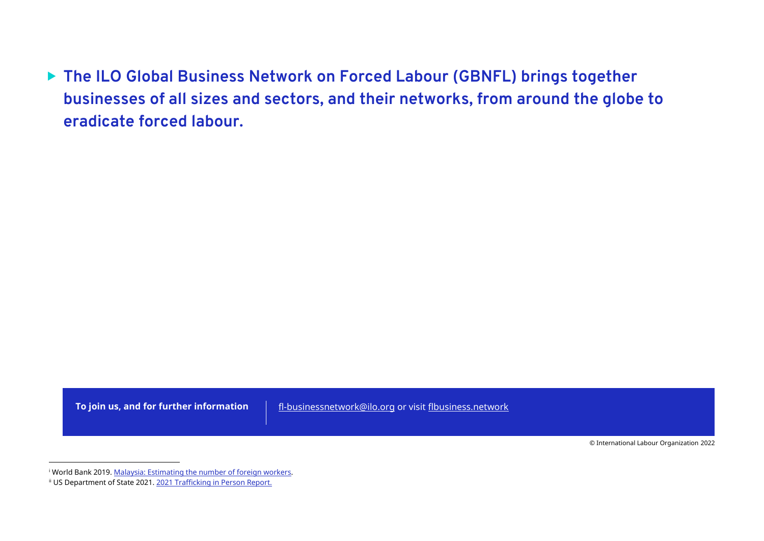**The ILO Global Business Network on Forced Labour (GBNFL) brings together businesses of all sizes and sectors, and their networks, from around the globe to eradicate forced labour.**

| | |
|---|---|
| **To join us, and for further information** | [fl-businessnetwork@ilo.org](mailto:fl-businessnetwork@ilo.org) or visit [flbusiness.network](https://flbusiness.network) |

© International Labour Organization 2022

[i] World Bank 2019. [Malaysia: Estimating the number of foreign workers](#).

[ii] US Department of State 2021. [2021 Trafficking in Person Report.](#)